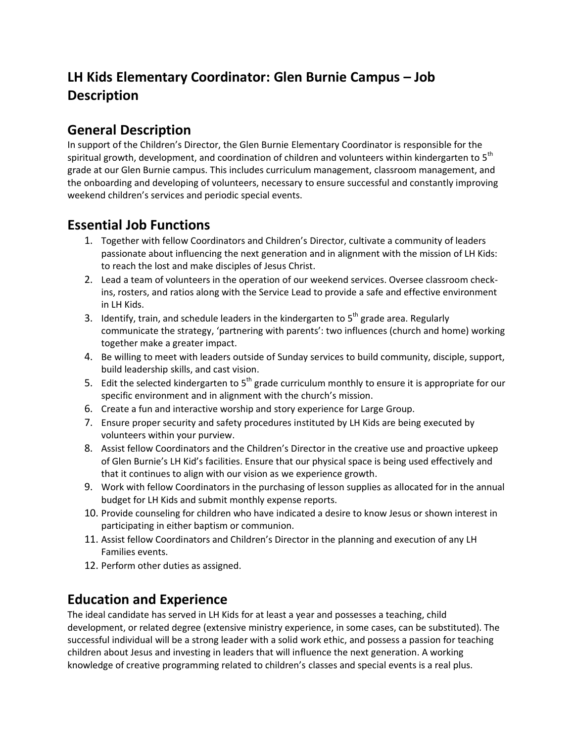# LH Kids Elementary Coordinator: Glen Burnie Campus – Job Description

## General Description

In support of the Children's Director, the Glen Burnie Elementary Coordinator is responsible for the spiritual growth, development, and coordination of children and volunteers within kindergarten to 5th grade at our Glen Burnie campus. This includes curriculum management, classroom management, and the onboarding and developing of volunteers, necessary to ensure successful and constantly improving weekend children's services and periodic special events.

## Essential Job Functions

1. Together with fellow Coordinators and Children's Director, cultivate a community of leaders passionate about influencing the next generation and in alignment with the mission of LH Kids: to reach the lost and make disciples of Jesus Christ.
2. Lead a team of volunteers in the operation of our weekend services. Oversee classroom check-ins, rosters, and ratios along with the Service Lead to provide a safe and effective environment in LH Kids.
3. Identify, train, and schedule leaders in the kindergarten to 5th grade area. Regularly communicate the strategy, 'partnering with parents': two influences (church and home) working together make a greater impact.
4. Be willing to meet with leaders outside of Sunday services to build community, disciple, support, build leadership skills, and cast vision.
5. Edit the selected kindergarten to 5th grade curriculum monthly to ensure it is appropriate for our specific environment and in alignment with the church's mission.
6. Create a fun and interactive worship and story experience for Large Group.
7. Ensure proper security and safety procedures instituted by LH Kids are being executed by volunteers within your purview.
8. Assist fellow Coordinators and the Children's Director in the creative use and proactive upkeep of Glen Burnie's LH Kid's facilities. Ensure that our physical space is being used effectively and that it continues to align with our vision as we experience growth.
9. Work with fellow Coordinators in the purchasing of lesson supplies as allocated for in the annual budget for LH Kids and submit monthly expense reports.
10. Provide counseling for children who have indicated a desire to know Jesus or shown interest in participating in either baptism or communion.
11. Assist fellow Coordinators and Children's Director in the planning and execution of any LH Families events.
12. Perform other duties as assigned.

## Education and Experience

The ideal candidate has served in LH Kids for at least a year and possesses a teaching, child development, or related degree (extensive ministry experience, in some cases, can be substituted). The successful individual will be a strong leader with a solid work ethic, and possess a passion for teaching children about Jesus and investing in leaders that will influence the next generation. A working knowledge of creative programming related to children's classes and special events is a real plus.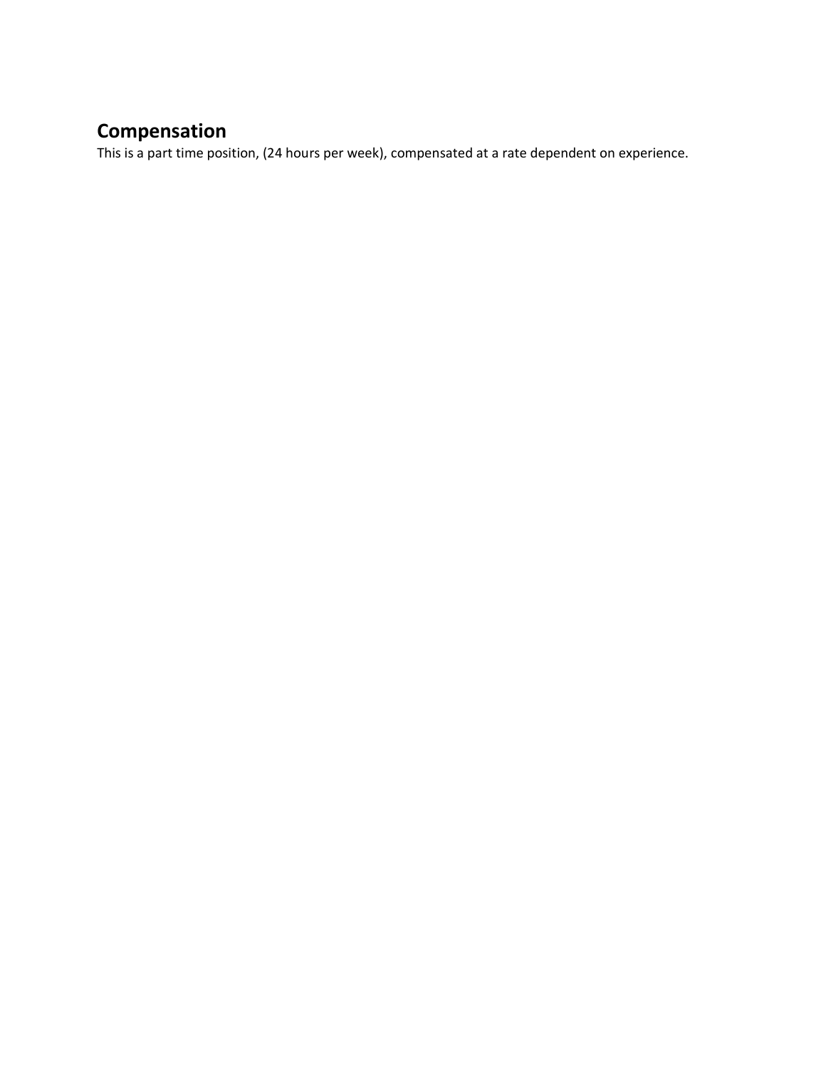## Compensation

This is a part time position, (24 hours per week), compensated at a rate dependent on experience.